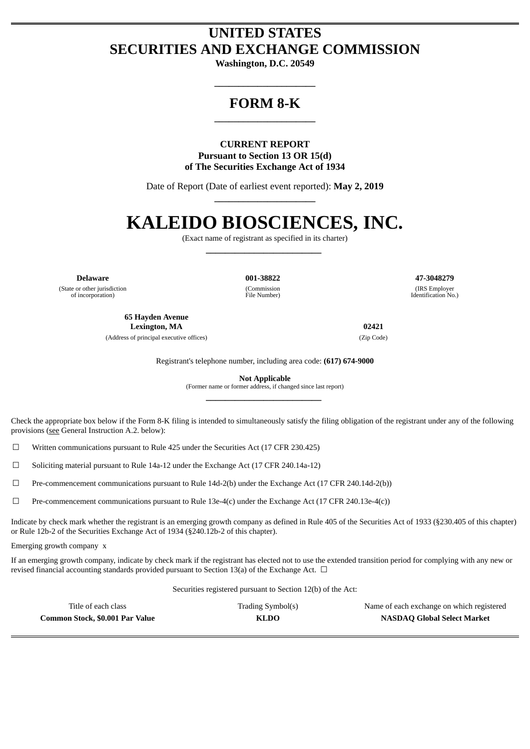# UNITED STATES
# SECURITIES AND EXCHANGE COMMISSION

**Washington, D.C. 20549**

---

## FORM 8-K

---

**CURRENT REPORT**
**Pursuant to Section 13 OR 15(d)**
**of The Securities Exchange Act of 1934**

Date of Report (Date of earliest event reported): **May 2, 2019**

---

# KALEIDO BIOSCIENCES, INC.

(Exact name of registrant as specified in its charter)

---

| **Delaware** | **001-38822** | **47-3048279** |
|---|---|---|
| (State or other jurisdiction of incorporation) | (Commission File Number) | (IRS Employer Identification No.) |

| **65 Hayden Avenue Lexington, MA** | **02421** |
|---|---|
| (Address of principal executive offices) | (Zip Code) |

Registrant's telephone number, including area code: **(617) 674-9000**

**Not Applicable**
(Former name or former address, if changed since last report)

---

Check the appropriate box below if the Form 8-K filing is intended to simultaneously satisfy the filing obligation of the registrant under any of the following provisions (see General Instruction A.2. below):

☐ Written communications pursuant to Rule 425 under the Securities Act (17 CFR 230.425)

☐ Soliciting material pursuant to Rule 14a-12 under the Exchange Act (17 CFR 240.14a-12)

☐ Pre-commencement communications pursuant to Rule 14d-2(b) under the Exchange Act (17 CFR 240.14d-2(b))

☐ Pre-commencement communications pursuant to Rule 13e-4(c) under the Exchange Act (17 CFR 240.13e-4(c))

Indicate by check mark whether the registrant is an emerging growth company as defined in Rule 405 of the Securities Act of 1933 (§230.405 of this chapter) or Rule 12b-2 of the Securities Exchange Act of 1934 (§240.12b-2 of this chapter).

Emerging growth company x

If an emerging growth company, indicate by check mark if the registrant has elected not to use the extended transition period for complying with any new or revised financial accounting standards provided pursuant to Section 13(a) of the Exchange Act. ☐

Securities registered pursuant to Section 12(b) of the Act:

| Title of each class | Trading Symbol(s) | Name of each exchange on which registered |
|---|---|---|
| **Common Stock, $0.001 Par Value** | **KLDO** | **NASDAQ Global Select Market** |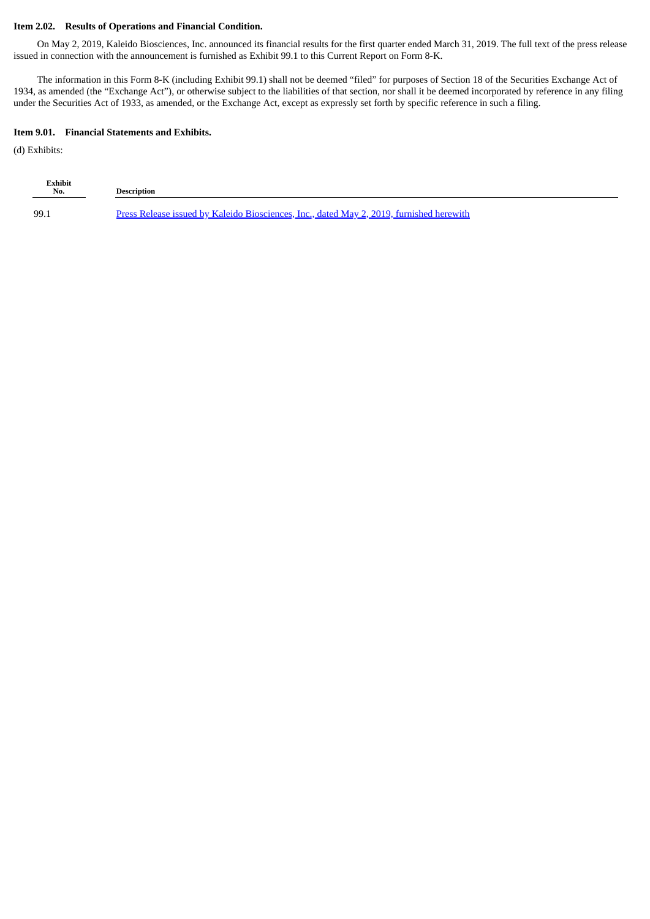**Item 2.02. Results of Operations and Financial Condition.**

On May 2, 2019, Kaleido Biosciences, Inc. announced its financial results for the first quarter ended March 31, 2019. The full text of the press release issued in connection with the announcement is furnished as Exhibit 99.1 to this Current Report on Form 8-K.

The information in this Form 8-K (including Exhibit 99.1) shall not be deemed "filed" for purposes of Section 18 of the Securities Exchange Act of 1934, as amended (the "Exchange Act"), or otherwise subject to the liabilities of that section, nor shall it be deemed incorporated by reference in any filing under the Securities Act of 1933, as amended, or the Exchange Act, except as expressly set forth by specific reference in such a filing.

**Item 9.01. Financial Statements and Exhibits.**

(d) Exhibits:

| Exhibit No. | Description |
|---|---|
| 99.1 | Press Release issued by Kaleido Biosciences, Inc., dated May 2, 2019, furnished herewith |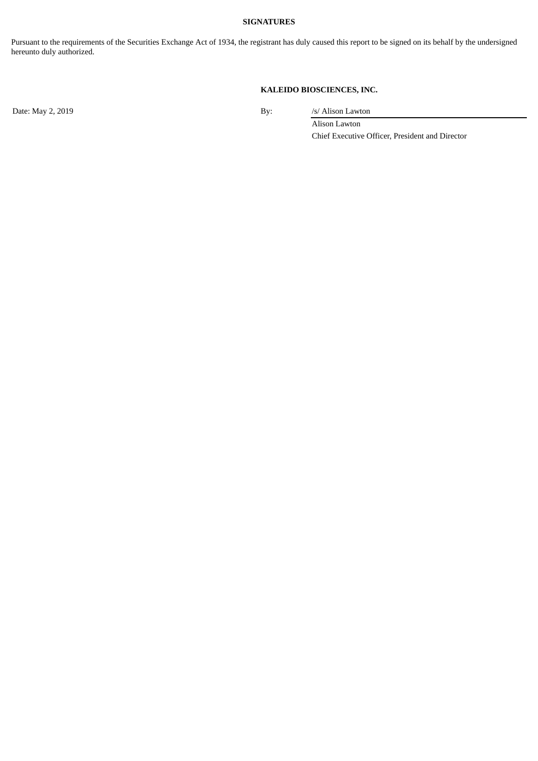**SIGNATURES**

Pursuant to the requirements of the Securities Exchange Act of 1934, the registrant has duly caused this report to be signed on its behalf by the undersigned hereunto duly authorized.

**KALEIDO BIOSCIENCES, INC.**

| | | |
|---|---|---|
| Date: May 2, 2019 | By: | /s/ Alison Lawton |
| | | Alison Lawton |
| | | Chief Executive Officer, President and Director |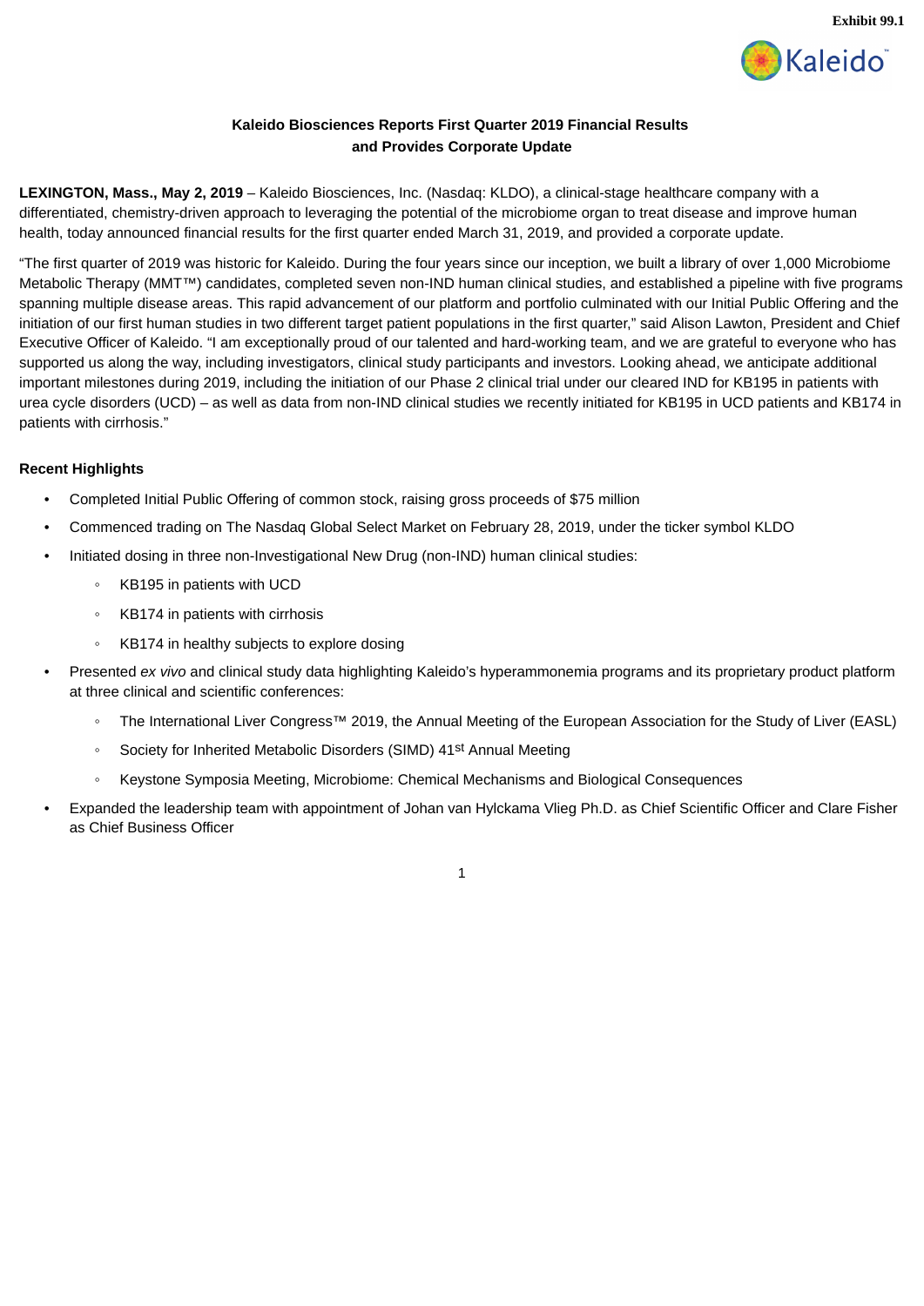Exhibit 99.1

**Kaleido Biosciences Reports First Quarter 2019 Financial Results and Provides Corporate Update**

**LEXINGTON, Mass., May 2, 2019** – Kaleido Biosciences, Inc. (Nasdaq: KLDO), a clinical-stage healthcare company with a differentiated, chemistry-driven approach to leveraging the potential of the microbiome organ to treat disease and improve human health, today announced financial results for the first quarter ended March 31, 2019, and provided a corporate update.

"The first quarter of 2019 was historic for Kaleido. During the four years since our inception, we built a library of over 1,000 Microbiome Metabolic Therapy (MMT™) candidates, completed seven non-IND human clinical studies, and established a pipeline with five programs spanning multiple disease areas. This rapid advancement of our platform and portfolio culminated with our Initial Public Offering and the initiation of our first human studies in two different target patient populations in the first quarter," said Alison Lawton, President and Chief Executive Officer of Kaleido. "I am exceptionally proud of our talented and hard-working team, and we are grateful to everyone who has supported us along the way, including investigators, clinical study participants and investors. Looking ahead, we anticipate additional important milestones during 2019, including the initiation of our Phase 2 clinical trial under our cleared IND for KB195 in patients with urea cycle disorders (UCD) – as well as data from non-IND clinical studies we recently initiated for KB195 in UCD patients and KB174 in patients with cirrhosis."

**Recent Highlights**

- Completed Initial Public Offering of common stock, raising gross proceeds of $75 million
- Commenced trading on The Nasdaq Global Select Market on February 28, 2019, under the ticker symbol KLDO
- Initiated dosing in three non-Investigational New Drug (non-IND) human clinical studies:
  - KB195 in patients with UCD
  - KB174 in patients with cirrhosis
  - KB174 in healthy subjects to explore dosing
- Presented *ex vivo* and clinical study data highlighting Kaleido's hyperammonemia programs and its proprietary product platform at three clinical and scientific conferences:
  - The International Liver Congress™ 2019, the Annual Meeting of the European Association for the Study of Liver (EASL)
  - Society for Inherited Metabolic Disorders (SIMD) 41st Annual Meeting
  - Keystone Symposia Meeting, Microbiome: Chemical Mechanisms and Biological Consequences
- Expanded the leadership team with appointment of Johan van Hylckama Vlieg Ph.D. as Chief Scientific Officer and Clare Fisher as Chief Business Officer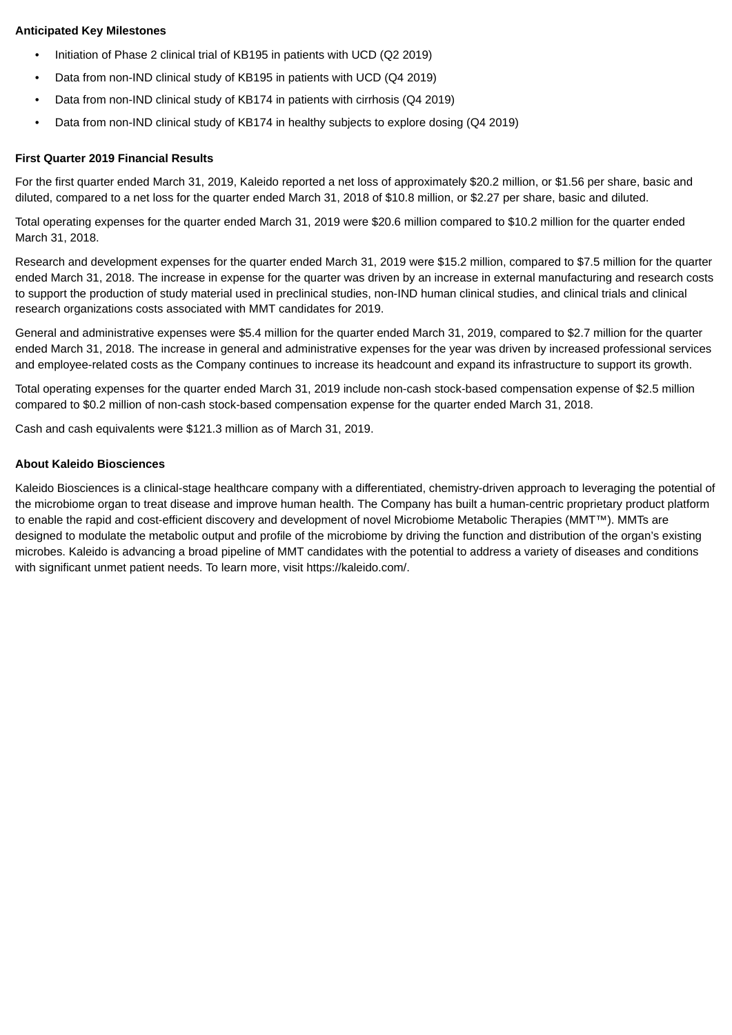**Anticipated Key Milestones**

- Initiation of Phase 2 clinical trial of KB195 in patients with UCD (Q2 2019)
- Data from non-IND clinical study of KB195 in patients with UCD (Q4 2019)
- Data from non-IND clinical study of KB174 in patients with cirrhosis (Q4 2019)
- Data from non-IND clinical study of KB174 in healthy subjects to explore dosing (Q4 2019)

**First Quarter 2019 Financial Results**

For the first quarter ended March 31, 2019, Kaleido reported a net loss of approximately $20.2 million, or $1.56 per share, basic and diluted, compared to a net loss for the quarter ended March 31, 2018 of $10.8 million, or $2.27 per share, basic and diluted.

Total operating expenses for the quarter ended March 31, 2019 were $20.6 million compared to $10.2 million for the quarter ended March 31, 2018.

Research and development expenses for the quarter ended March 31, 2019 were $15.2 million, compared to $7.5 million for the quarter ended March 31, 2018. The increase in expense for the quarter was driven by an increase in external manufacturing and research costs to support the production of study material used in preclinical studies, non-IND human clinical studies, and clinical trials and clinical research organizations costs associated with MMT candidates for 2019.

General and administrative expenses were $5.4 million for the quarter ended March 31, 2019, compared to $2.7 million for the quarter ended March 31, 2018. The increase in general and administrative expenses for the year was driven by increased professional services and employee-related costs as the Company continues to increase its headcount and expand its infrastructure to support its growth.

Total operating expenses for the quarter ended March 31, 2019 include non-cash stock-based compensation expense of $2.5 million compared to $0.2 million of non-cash stock-based compensation expense for the quarter ended March 31, 2018.

Cash and cash equivalents were $121.3 million as of March 31, 2019.

**About Kaleido Biosciences**

Kaleido Biosciences is a clinical-stage healthcare company with a differentiated, chemistry-driven approach to leveraging the potential of the microbiome organ to treat disease and improve human health. The Company has built a human-centric proprietary product platform to enable the rapid and cost-efficient discovery and development of novel Microbiome Metabolic Therapies (MMT™). MMTs are designed to modulate the metabolic output and profile of the microbiome by driving the function and distribution of the organ's existing microbes. Kaleido is advancing a broad pipeline of MMT candidates with the potential to address a variety of diseases and conditions with significant unmet patient needs. To learn more, visit https://kaleido.com/.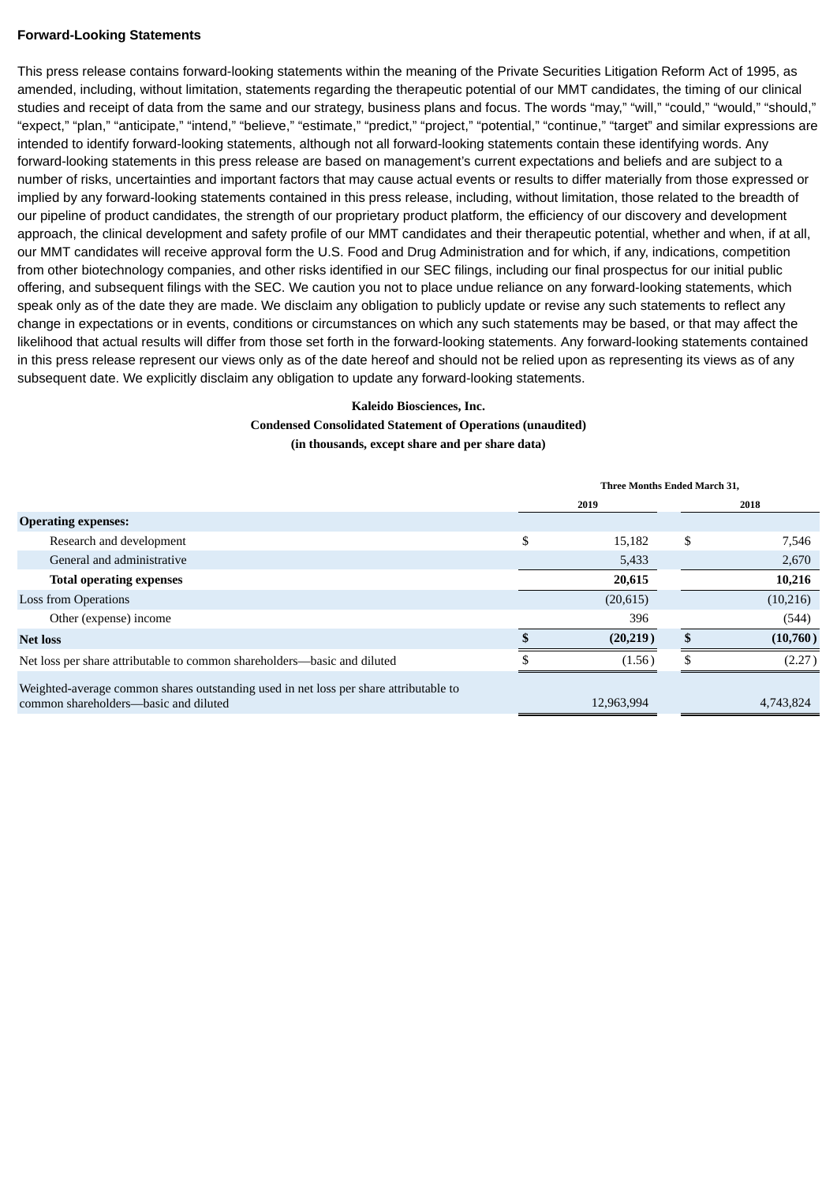**Forward-Looking Statements**

This press release contains forward-looking statements within the meaning of the Private Securities Litigation Reform Act of 1995, as amended, including, without limitation, statements regarding the therapeutic potential of our MMT candidates, the timing of our clinical studies and receipt of data from the same and our strategy, business plans and focus. The words "may," "will," "could," "would," "should," "expect," "plan," "anticipate," "intend," "believe," "estimate," "predict," "project," "potential," "continue," "target" and similar expressions are intended to identify forward-looking statements, although not all forward-looking statements contain these identifying words. Any forward-looking statements in this press release are based on management's current expectations and beliefs and are subject to a number of risks, uncertainties and important factors that may cause actual events or results to differ materially from those expressed or implied by any forward-looking statements contained in this press release, including, without limitation, those related to the breadth of our pipeline of product candidates, the strength of our proprietary product platform, the efficiency of our discovery and development approach, the clinical development and safety profile of our MMT candidates and their therapeutic potential, whether and when, if at all, our MMT candidates will receive approval form the U.S. Food and Drug Administration and for which, if any, indications, competition from other biotechnology companies, and other risks identified in our SEC filings, including our final prospectus for our initial public offering, and subsequent filings with the SEC. We caution you not to place undue reliance on any forward-looking statements, which speak only as of the date they are made. We disclaim any obligation to publicly update or revise any such statements to reflect any change in expectations or in events, conditions or circumstances on which any such statements may be based, or that may affect the likelihood that actual results will differ from those set forth in the forward-looking statements. Any forward-looking statements contained in this press release represent our views only as of the date hereof and should not be relied upon as representing its views as of any subsequent date. We explicitly disclaim any obligation to update any forward-looking statements.

**Kaleido Biosciences, Inc.**
**Condensed Consolidated Statement of Operations (unaudited)**
**(in thousands, except share and per share data)**

| | Three Months Ended March 31, | |
|---|---|---|
| | 2019 | 2018 |
| **Operating expenses:** | | |
| Research and development | $ 15,182 | $ 7,546 |
| General and administrative | 5,433 | 2,670 |
| **Total operating expenses** | **20,615** | **10,216** |
| Loss from Operations | (20,615) | (10,216) |
| Other (expense) income | 396 | (544) |
| **Net loss** | **$ (20,219)** | **$ (10,760)** |
| Net loss per share attributable to common shareholders—basic and diluted | $ (1.56) | $ (2.27) |
| Weighted-average common shares outstanding used in net loss per share attributable to common shareholders—basic and diluted | 12,963,994 | 4,743,824 |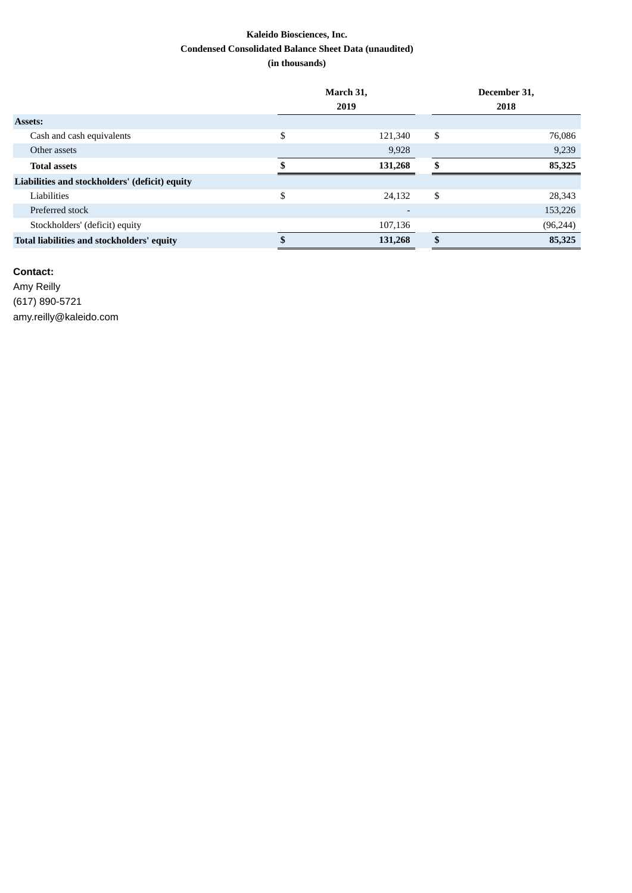**Kaleido Biosciences, Inc.**

**Condensed Consolidated Balance Sheet Data (unaudited)**

**(in thousands)**

| | March 31, 2019 | December 31, 2018 |
|---|---|---|
| **Assets:** | | |
| Cash and cash equivalents | $ 121,340 | $ 76,086 |
| Other assets | 9,928 | 9,239 |
| **Total assets** | **$ 131,268** | **$ 85,325** |
| **Liabilities and stockholders' (deficit) equity** | | |
| Liabilities | $ 24,132 | $ 28,343 |
| Preferred stock | - | 153,226 |
| Stockholders' (deficit) equity | 107,136 | (96,244) |
| **Total liabilities and stockholders' equity** | **$ 131,268** | **$ 85,325** |

**Contact:**

Amy Reilly

(617) 890-5721

amy.reilly@kaleido.com